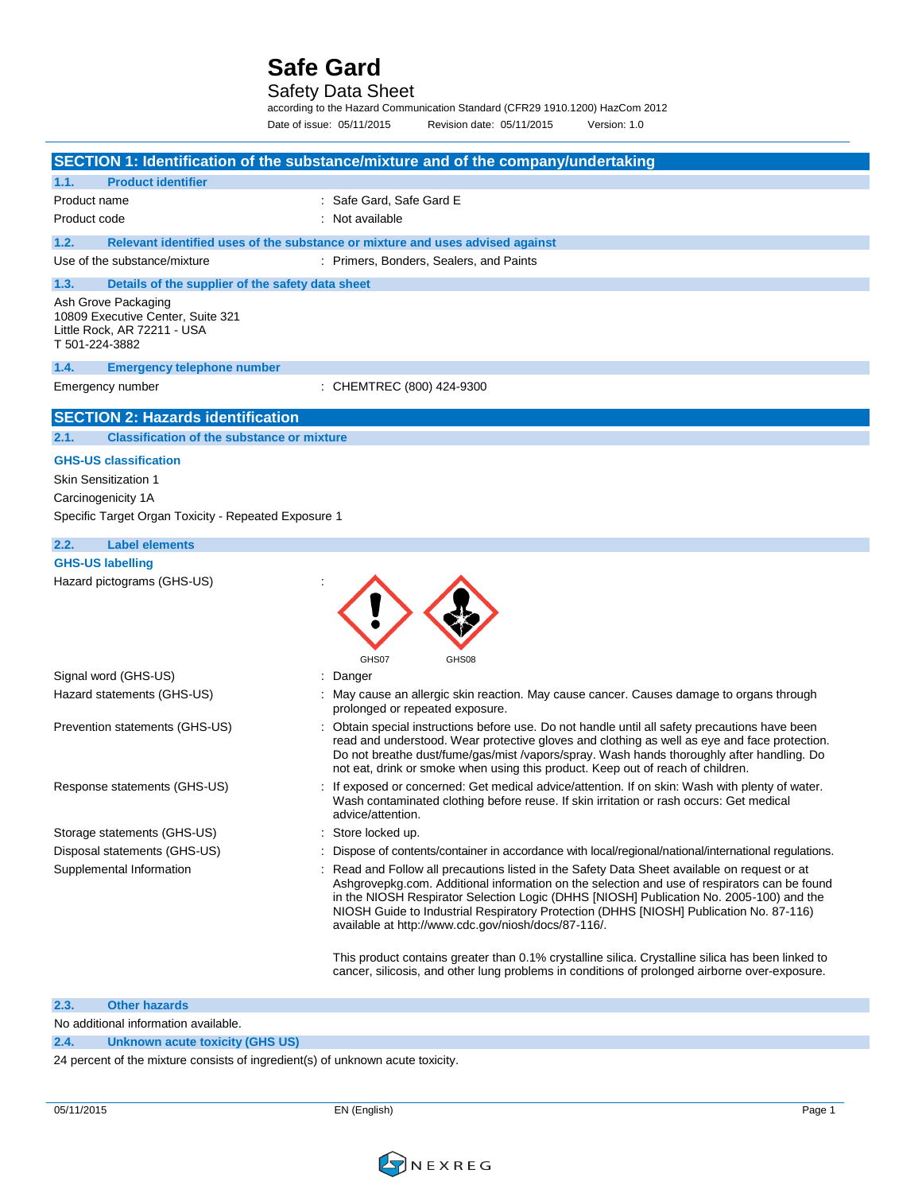# Safe Gard

## Safety Data Sheet

according to the Hazard Communication Standard (CFR29 1910.1200) HazCom 2012

Date of issue: 05/11/2015 Revision date: 05/11/2015 Version: 1.0

## SECTION 1: Identification of the substance/mixture and of the company/undertaking

### 1.1. Product identifier

Product name : Safe Gard, Safe Gard E

Product code : Not available

### 1.2. Relevant identified uses of the substance or mixture and uses advised against

Use of the substance/mixture : Primers, Bonders, Sealers, and Paints

### 1.3. Details of the supplier of the safety data sheet

Ash Grove Packaging
10809 Executive Center, Suite 321
Little Rock, AR 72211 - USA
T 501-224-3882

### 1.4. Emergency telephone number

Emergency number : CHEMTREC (800) 424-9300

## SECTION 2: Hazards identification

### 2.1. Classification of the substance or mixture

**GHS-US classification**

Skin Sensitization 1

Carcinogenicity 1A

Specific Target Organ Toxicity - Repeated Exposure 1

### 2.2. Label elements

**GHS-US labelling**

Hazard pictograms (GHS-US) : GHS07 GHS08

Signal word (GHS-US) : Danger

Hazard statements (GHS-US) : May cause an allergic skin reaction. May cause cancer. Causes damage to organs through prolonged or repeated exposure.

Prevention statements (GHS-US) : Obtain special instructions before use. Do not handle until all safety precautions have been read and understood. Wear protective gloves and clothing as well as eye and face protection. Do not breathe dust/fume/gas/mist /vapors/spray. Wash hands thoroughly after handling. Do not eat, drink or smoke when using this product. Keep out of reach of children.

Response statements (GHS-US) : If exposed or concerned: Get medical advice/attention. If on skin: Wash with plenty of water. Wash contaminated clothing before reuse. If skin irritation or rash occurs: Get medical advice/attention.

Storage statements (GHS-US) : Store locked up.

Disposal statements (GHS-US) : Dispose of contents/container in accordance with local/regional/national/international regulations.

Supplemental Information : Read and Follow all precautions listed in the Safety Data Sheet available on request or at Ashgrovepkg.com. Additional information on the selection and use of respirators can be found in the NIOSH Respirator Selection Logic (DHHS [NIOSH] Publication No. 2005-100) and the NIOSH Guide to Industrial Respiratory Protection (DHHS [NIOSH] Publication No. 87-116) available at http://www.cdc.gov/niosh/docs/87-116/.

This product contains greater than 0.1% crystalline silica. Crystalline silica has been linked to cancer, silicosis, and other lung problems in conditions of prolonged airborne over-exposure.

### 2.3. Other hazards

No additional information available.

### 2.4. Unknown acute toxicity (GHS US)

24 percent of the mixture consists of ingredient(s) of unknown acute toxicity.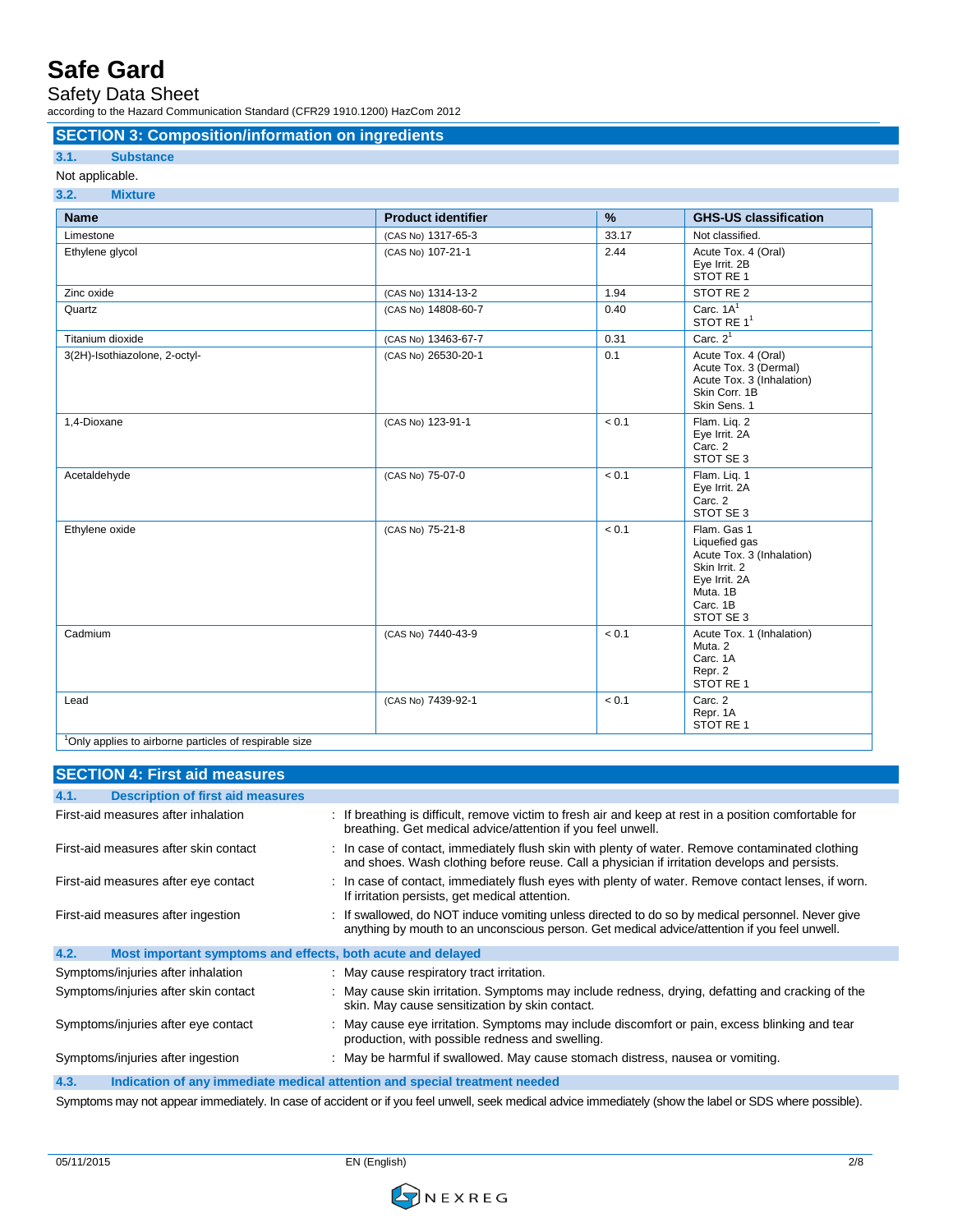## SECTION 3: Composition/information on ingredients

### 3.1. Substance

Not applicable.

### 3.2. Mixture

| Name | Product identifier | % | GHS-US classification |
|---|---|---|---|
| Limestone | (CAS No) 1317-65-3 | 33.17 | Not classified. |
| Ethylene glycol | (CAS No) 107-21-1 | 2.44 | Acute Tox. 4 (Oral)<br>Eye Irrit. 2B<br>STOT RE 1 |
| Zinc oxide | (CAS No) 1314-13-2 | 1.94 | STOT RE 2 |
| Quartz | (CAS No) 14808-60-7 | 0.40 | Carc. 1A[1]<br>STOT RE 1[1] |
| Titanium dioxide | (CAS No) 13463-67-7 | 0.31 | Carc. 2[1] |
| 3(2H)-Isothiazolone, 2-octyl- | (CAS No) 26530-20-1 | 0.1 | Acute Tox. 4 (Oral)<br>Acute Tox. 3 (Dermal)<br>Acute Tox. 3 (Inhalation)<br>Skin Corr. 1B<br>Skin Sens. 1 |
| 1,4-Dioxane | (CAS No) 123-91-1 | < 0.1 | Flam. Liq. 2<br>Eye Irrit. 2A<br>Carc. 2<br>STOT SE 3 |
| Acetaldehyde | (CAS No) 75-07-0 | < 0.1 | Flam. Liq. 1<br>Eye Irrit. 2A<br>Carc. 2<br>STOT SE 3 |
| Ethylene oxide | (CAS No) 75-21-8 | < 0.1 | Flam. Gas 1<br>Liquefied gas<br>Acute Tox. 3 (Inhalation)<br>Skin Irrit. 2<br>Eye Irrit. 2A<br>Muta. 1B<br>Carc. 1B<br>STOT SE 3 |
| Cadmium | (CAS No) 7440-43-9 | < 0.1 | Acute Tox. 1 (Inhalation)<br>Muta. 2<br>Carc. 1A<br>Repr. 2<br>STOT RE 1 |
| Lead | (CAS No) 7439-92-1 | < 0.1 | Carc. 2<br>Repr. 1A<br>STOT RE 1 |

[1]Only applies to airborne particles of respirable size

## SECTION 4: First aid measures

### 4.1. Description of first aid measures

First-aid measures after inhalation : If breathing is difficult, remove victim to fresh air and keep at rest in a position comfortable for breathing. Get medical advice/attention if you feel unwell.

First-aid measures after skin contact : In case of contact, immediately flush skin with plenty of water. Remove contaminated clothing and shoes. Wash clothing before reuse. Call a physician if irritation develops and persists.

First-aid measures after eye contact : In case of contact, immediately flush eyes with plenty of water. Remove contact lenses, if worn. If irritation persists, get medical attention.

First-aid measures after ingestion : If swallowed, do NOT induce vomiting unless directed to do so by medical personnel. Never give anything by mouth to an unconscious person. Get medical advice/attention if you feel unwell.

### 4.2. Most important symptoms and effects, both acute and delayed

Symptoms/injuries after inhalation : May cause respiratory tract irritation.

Symptoms/injuries after skin contact : May cause skin irritation. Symptoms may include redness, drying, defatting and cracking of the skin. May cause sensitization by skin contact.

Symptoms/injuries after eye contact : May cause eye irritation. Symptoms may include discomfort or pain, excess blinking and tear production, with possible redness and swelling.

Symptoms/injuries after ingestion : May be harmful if swallowed. May cause stomach distress, nausea or vomiting.

### 4.3. Indication of any immediate medical attention and special treatment needed

Symptoms may not appear immediately. In case of accident or if you feel unwell, seek medical advice immediately (show the label or SDS where possible).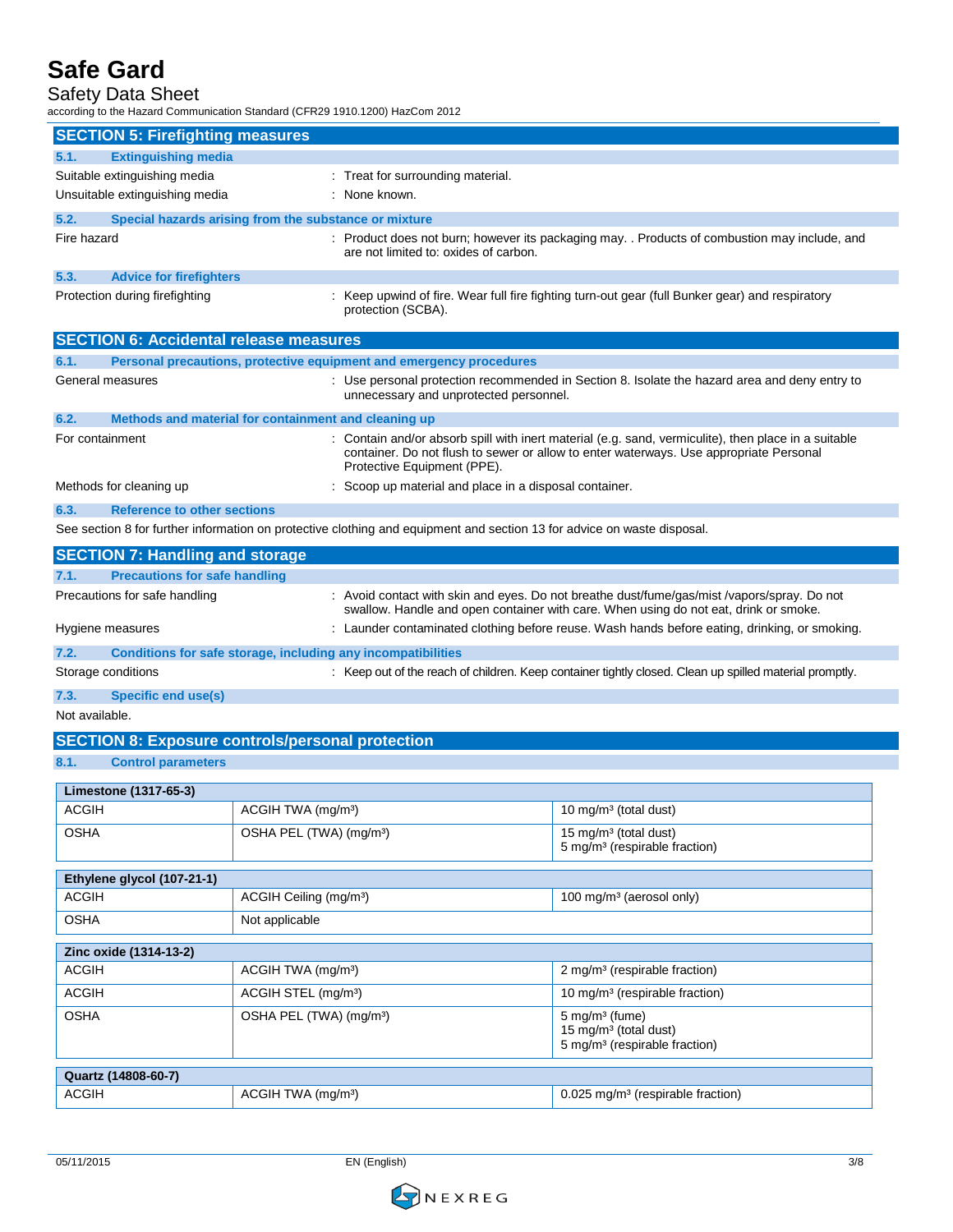## SECTION 5: Firefighting measures

### 5.1. Extinguishing media

| | |
|---|---|
| Suitable extinguishing media | : Treat for surrounding material. |
| Unsuitable extinguishing media | : None known. |

### 5.2. Special hazards arising from the substance or mixture

| | |
|---|---|
| Fire hazard | : Product does not burn; however its packaging may. . Products of combustion may include, and are not limited to: oxides of carbon. |

### 5.3. Advice for firefighters

| | |
|---|---|
| Protection during firefighting | : Keep upwind of fire. Wear full fire fighting turn-out gear (full Bunker gear) and respiratory protection (SCBA). |

## SECTION 6: Accidental release measures

### 6.1. Personal precautions, protective equipment and emergency procedures

| | |
|---|---|
| General measures | : Use personal protection recommended in Section 8. Isolate the hazard area and deny entry to unnecessary and unprotected personnel. |

### 6.2. Methods and material for containment and cleaning up

| | |
|---|---|
| For containment | : Contain and/or absorb spill with inert material (e.g. sand, vermiculite), then place in a suitable container. Do not flush to sewer or allow to enter waterways. Use appropriate Personal Protective Equipment (PPE). |
| Methods for cleaning up | : Scoop up material and place in a disposal container. |

### 6.3. Reference to other sections

See section 8 for further information on protective clothing and equipment and section 13 for advice on waste disposal.

## SECTION 7: Handling and storage

### 7.1. Precautions for safe handling

| | |
|---|---|
| Precautions for safe handling | : Avoid contact with skin and eyes. Do not breathe dust/fume/gas/mist /vapors/spray. Do not swallow. Handle and open container with care. When using do not eat, drink or smoke. |
| Hygiene measures | : Launder contaminated clothing before reuse. Wash hands before eating, drinking, or smoking. |

### 7.2. Conditions for safe storage, including any incompatibilities

| | |
|---|---|
| Storage conditions | : Keep out of the reach of children. Keep container tightly closed. Clean up spilled material promptly. |

### 7.3. Specific end use(s)

Not available.

## SECTION 8: Exposure controls/personal protection

### 8.1. Control parameters

| Limestone (1317-65-3) | | |
|---|---|---|
| ACGIH | ACGIH TWA (mg/m³) | 10 mg/m³ (total dust) |
| OSHA | OSHA PEL (TWA) (mg/m³) | 15 mg/m³ (total dust)<br>5 mg/m³ (respirable fraction) |

| Ethylene glycol (107-21-1) | | |
|---|---|---|
| ACGIH | ACGIH Ceiling (mg/m³) | 100 mg/m³ (aerosol only) |
| OSHA | Not applicable | |

| Zinc oxide (1314-13-2) | | |
|---|---|---|
| ACGIH | ACGIH TWA (mg/m³) | 2 mg/m³ (respirable fraction) |
| ACGIH | ACGIH STEL (mg/m³) | 10 mg/m³ (respirable fraction) |
| OSHA | OSHA PEL (TWA) (mg/m³) | 5 mg/m³ (fume)<br>15 mg/m³ (total dust)<br>5 mg/m³ (respirable fraction) |

| Quartz (14808-60-7) | | |
|---|---|---|
| ACGIH | ACGIH TWA (mg/m³) | 0.025 mg/m³ (respirable fraction) |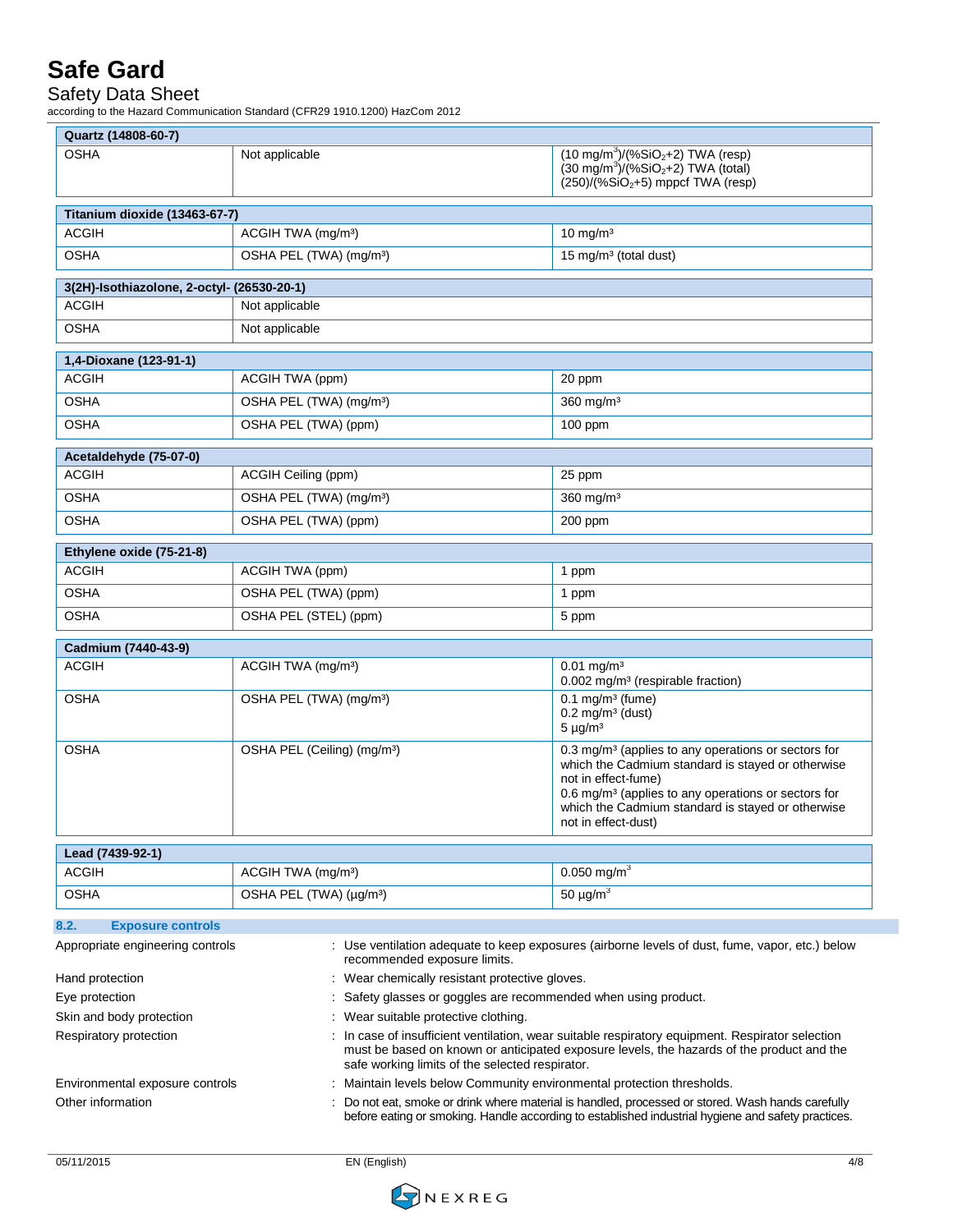| Quartz (14808-60-7) | | |
| --- | --- | --- |
| OSHA | Not applicable | (10 mg/m$^3$)/(%$SiO_2$+2) TWA (resp)<br>(30 mg/m$^3$)/(%$SiO_2$+2) TWA (total)<br>(250)/(%$SiO_2$+5) mppcf TWA (resp) |

| Titanium dioxide (13463-67-7) | | |
| --- | --- | --- |
| ACGIH | ACGIH TWA (mg/m³) | 10 mg/m³ |
| OSHA | OSHA PEL (TWA) (mg/m³) | 15 mg/m³ (total dust) |

| 3(2H)-Isothiazolone, 2-octyl- (26530-20-1) | |
| --- | --- |
| ACGIH | Not applicable |
| OSHA | Not applicable |

| 1,4-Dioxane (123-91-1) | | |
| --- | --- | --- |
| ACGIH | ACGIH TWA (ppm) | 20 ppm |
| OSHA | OSHA PEL (TWA) (mg/m³) | 360 mg/m³ |
| OSHA | OSHA PEL (TWA) (ppm) | 100 ppm |

| Acetaldehyde (75-07-0) | | |
| --- | --- | --- |
| ACGIH | ACGIH Ceiling (ppm) | 25 ppm |
| OSHA | OSHA PEL (TWA) (mg/m³) | 360 mg/m³ |
| OSHA | OSHA PEL (TWA) (ppm) | 200 ppm |

| Ethylene oxide (75-21-8) | | |
| --- | --- | --- |
| ACGIH | ACGIH TWA (ppm) | 1 ppm |
| OSHA | OSHA PEL (TWA) (ppm) | 1 ppm |
| OSHA | OSHA PEL (STEL) (ppm) | 5 ppm |

| Cadmium (7440-43-9) | | |
| --- | --- | --- |
| ACGIH | ACGIH TWA (mg/m³) | 0.01 mg/m³<br>0.002 mg/m³ (respirable fraction) |
| OSHA | OSHA PEL (TWA) (mg/m³) | 0.1 mg/m³ (fume)<br>0.2 mg/m³ (dust)<br>5 µg/m³ |
| OSHA | OSHA PEL (Ceiling) (mg/m³) | 0.3 mg/m³ (applies to any operations or sectors for which the Cadmium standard is stayed or otherwise not in effect-fume)<br>0.6 mg/m³ (applies to any operations or sectors for which the Cadmium standard is stayed or otherwise not in effect-dust) |

| Lead (7439-92-1) | | |
| --- | --- | --- |
| ACGIH | ACGIH TWA (mg/m³) | 0.050 mg/m³ |
| OSHA | OSHA PEL (TWA) (µg/m³) | 50 µg/m³ |

## 8.2. Exposure controls

Appropriate engineering controls : Use ventilation adequate to keep exposures (airborne levels of dust, fume, vapor, etc.) below recommended exposure limits.

Hand protection : Wear chemically resistant protective gloves.

Eye protection : Safety glasses or goggles are recommended when using product.

Skin and body protection : Wear suitable protective clothing.

Respiratory protection : In case of insufficient ventilation, wear suitable respiratory equipment. Respirator selection must be based on known or anticipated exposure levels, the hazards of the product and the safe working limits of the selected respirator.

Environmental exposure controls : Maintain levels below Community environmental protection thresholds.

Other information : Do not eat, smoke or drink where material is handled, processed or stored. Wash hands carefully before eating or smoking. Handle according to established industrial hygiene and safety practices.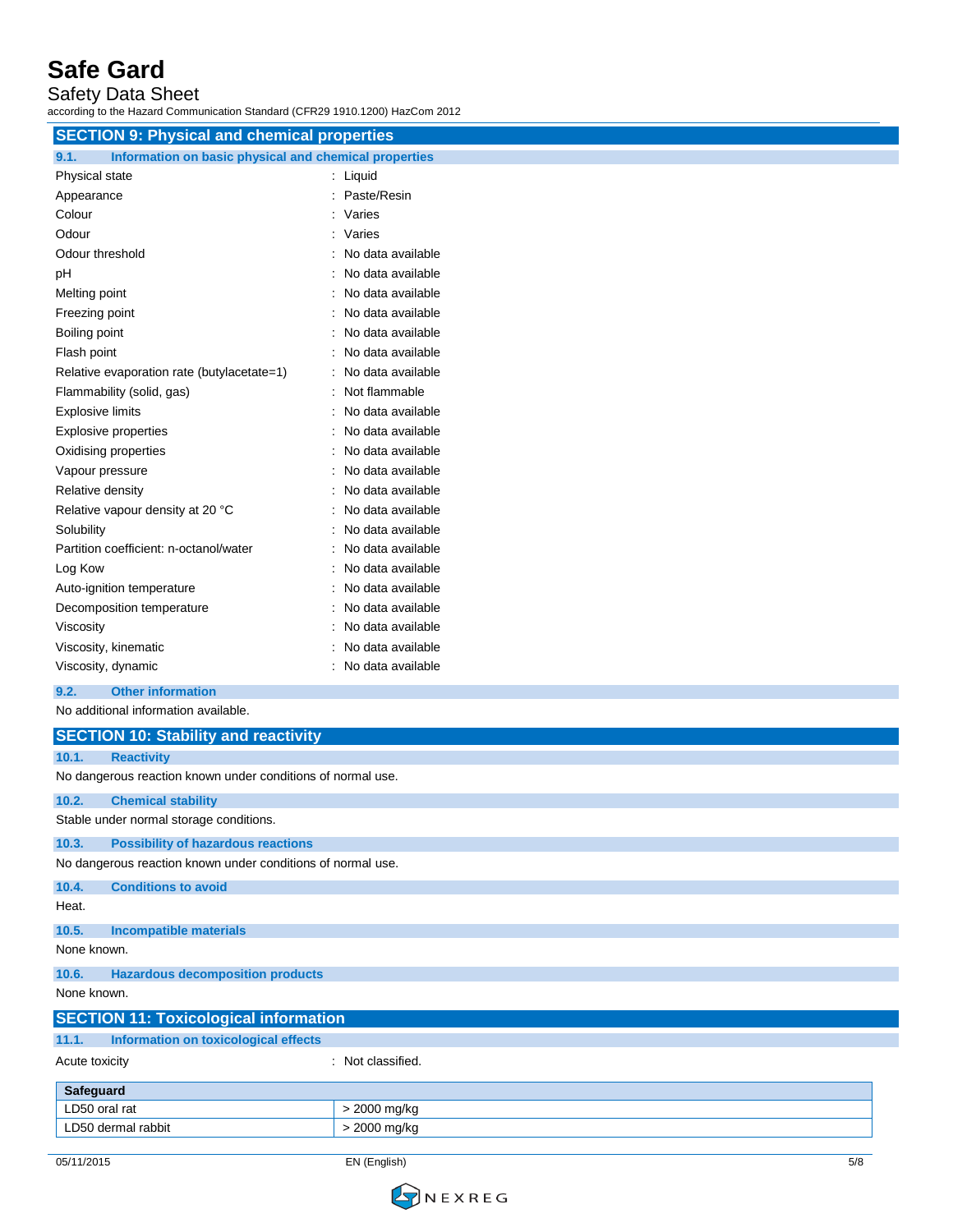## SECTION 9: Physical and chemical properties

### 9.1. Information on basic physical and chemical properties

| | |
|---|---|
| Physical state | : Liquid |
| Appearance | : Paste/Resin |
| Colour | : Varies |
| Odour | : Varies |
| Odour threshold | : No data available |
| pH | : No data available |
| Melting point | : No data available |
| Freezing point | : No data available |
| Boiling point | : No data available |
| Flash point | : No data available |
| Relative evaporation rate (butylacetate=1) | : No data available |
| Flammability (solid, gas) | : Not flammable |
| Explosive limits | : No data available |
| Explosive properties | : No data available |
| Oxidising properties | : No data available |
| Vapour pressure | : No data available |
| Relative density | : No data available |
| Relative vapour density at 20 °C | : No data available |
| Solubility | : No data available |
| Partition coefficient: n-octanol/water | : No data available |
| Log Kow | : No data available |
| Auto-ignition temperature | : No data available |
| Decomposition temperature | : No data available |
| Viscosity | : No data available |
| Viscosity, kinematic | : No data available |
| Viscosity, dynamic | : No data available |

### 9.2. Other information

No additional information available.

## SECTION 10: Stability and reactivity

### 10.1. Reactivity

No dangerous reaction known under conditions of normal use.

### 10.2. Chemical stability

Stable under normal storage conditions.

### 10.3. Possibility of hazardous reactions

No dangerous reaction known under conditions of normal use.

### 10.4. Conditions to avoid

Heat.

### 10.5. Incompatible materials

None known.

### 10.6. Hazardous decomposition products

None known.

## SECTION 11: Toxicological information

### 11.1. Information on toxicological effects

Acute toxicity : Not classified.

| Safeguard | |
|---|---|
| LD50 oral rat | > 2000 mg/kg |
| LD50 dermal rabbit | > 2000 mg/kg |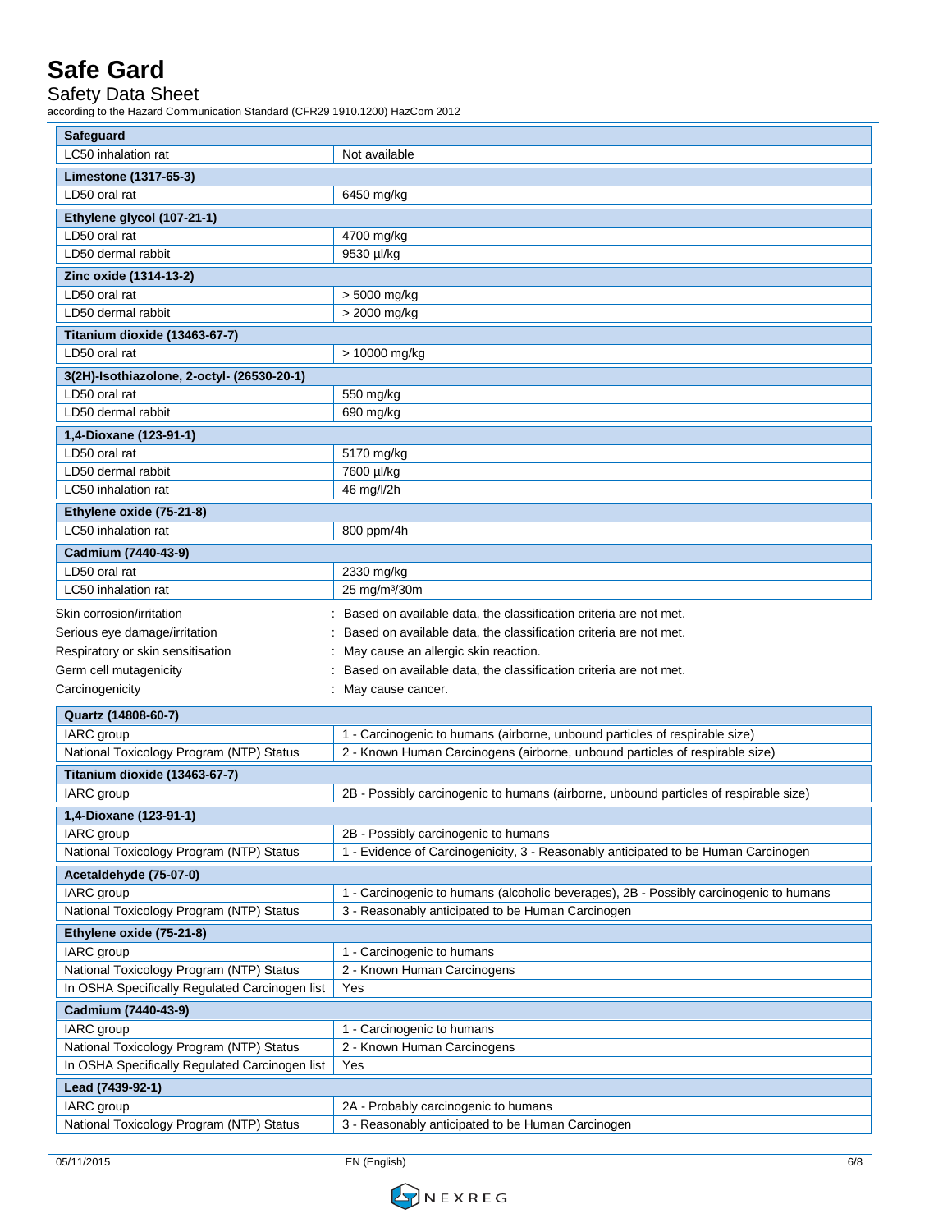| Safeguard | |
|---|---|
| LC50 inhalation rat | Not available |

| Limestone (1317-65-3) | |
|---|---|
| LD50 oral rat | 6450 mg/kg |

| Ethylene glycol (107-21-1) | |
|---|---|
| LD50 oral rat | 4700 mg/kg |
| LD50 dermal rabbit | 9530 µl/kg |

| Zinc oxide (1314-13-2) | |
|---|---|
| LD50 oral rat | > 5000 mg/kg |
| LD50 dermal rabbit | > 2000 mg/kg |

| Titanium dioxide (13463-67-7) | |
|---|---|
| LD50 oral rat | > 10000 mg/kg |

| 3(2H)-Isothiazolone, 2-octyl- (26530-20-1) | |
|---|---|
| LD50 oral rat | 550 mg/kg |
| LD50 dermal rabbit | 690 mg/kg |

| 1,4-Dioxane (123-91-1) | |
|---|---|
| LD50 oral rat | 5170 mg/kg |
| LD50 dermal rabbit | 7600 µl/kg |
| LC50 inhalation rat | 46 mg/l/2h |

| Ethylene oxide (75-21-8) | |
|---|---|
| LC50 inhalation rat | 800 ppm/4h |

| Cadmium (7440-43-9) | |
|---|---|
| LD50 oral rat | 2330 mg/kg |
| LC50 inhalation rat | 25 mg/m³/30m |

Skin corrosion/irritation : Based on available data, the classification criteria are not met.

Serious eye damage/irritation : Based on available data, the classification criteria are not met.

Respiratory or skin sensitisation : May cause an allergic skin reaction.

Germ cell mutagenicity : Based on available data, the classification criteria are not met.

Carcinogenicity : May cause cancer.

| Quartz (14808-60-7) | |
|---|---|
| IARC group | 1 - Carcinogenic to humans (airborne, unbound particles of respirable size) |
| National Toxicology Program (NTP) Status | 2 - Known Human Carcinogens (airborne, unbound particles of respirable size) |

| Titanium dioxide (13463-67-7) | |
|---|---|
| IARC group | 2B - Possibly carcinogenic to humans (airborne, unbound particles of respirable size) |

| 1,4-Dioxane (123-91-1) | |
|---|---|
| IARC group | 2B - Possibly carcinogenic to humans |
| National Toxicology Program (NTP) Status | 1 - Evidence of Carcinogenicity, 3 - Reasonably anticipated to be Human Carcinogen |

| Acetaldehyde (75-07-0) | |
|---|---|
| IARC group | 1 - Carcinogenic to humans (alcoholic beverages), 2B - Possibly carcinogenic to humans |
| National Toxicology Program (NTP) Status | 3 - Reasonably anticipated to be Human Carcinogen |

| Ethylene oxide (75-21-8) | |
|---|---|
| IARC group | 1 - Carcinogenic to humans |
| National Toxicology Program (NTP) Status | 2 - Known Human Carcinogens |
| In OSHA Specifically Regulated Carcinogen list | Yes |

| Cadmium (7440-43-9) | |
|---|---|
| IARC group | 1 - Carcinogenic to humans |
| National Toxicology Program (NTP) Status | 2 - Known Human Carcinogens |
| In OSHA Specifically Regulated Carcinogen list | Yes |

| Lead (7439-92-1) | |
|---|---|
| IARC group | 2A - Probably carcinogenic to humans |
| National Toxicology Program (NTP) Status | 3 - Reasonably anticipated to be Human Carcinogen |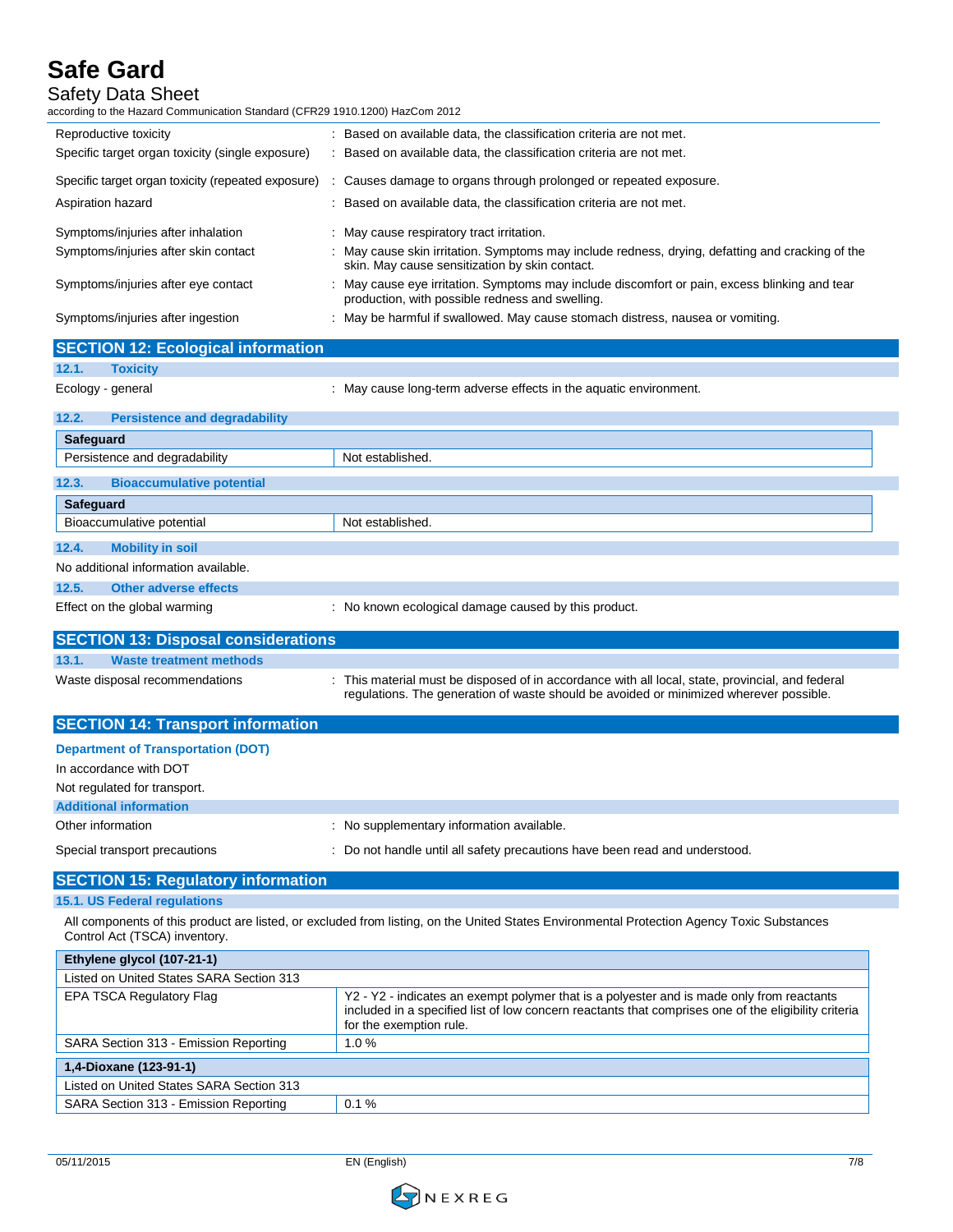Reproductive toxicity : Based on available data, the classification criteria are not met.

Specific target organ toxicity (single exposure) : Based on available data, the classification criteria are not met.

Specific target organ toxicity (repeated exposure) : Causes damage to organs through prolonged or repeated exposure.

Aspiration hazard : Based on available data, the classification criteria are not met.

Symptoms/injuries after inhalation : May cause respiratory tract irritation.

Symptoms/injuries after skin contact : May cause skin irritation. Symptoms may include redness, drying, defatting and cracking of the skin. May cause sensitization by skin contact.

Symptoms/injuries after eye contact : May cause eye irritation. Symptoms may include discomfort or pain, excess blinking and tear production, with possible redness and swelling.

Symptoms/injuries after ingestion : May be harmful if swallowed. May cause stomach distress, nausea or vomiting.

## SECTION 12: Ecological information

### 12.1. Toxicity

Ecology - general : May cause long-term adverse effects in the aquatic environment.

### 12.2. Persistence and degradability

| Safeguard | |
|---|---|
| Persistence and degradability | Not established. |

### 12.3. Bioaccumulative potential

| Safeguard | |
|---|---|
| Bioaccumulative potential | Not established. |

### 12.4. Mobility in soil

No additional information available.

### 12.5. Other adverse effects

Effect on the global warming : No known ecological damage caused by this product.

## SECTION 13: Disposal considerations

### 13.1. Waste treatment methods

Waste disposal recommendations : This material must be disposed of in accordance with all local, state, provincial, and federal regulations. The generation of waste should be avoided or minimized wherever possible.

## SECTION 14: Transport information

**Department of Transportation (DOT)**

In accordance with DOT

Not regulated for transport.

**Additional information**

Other information : No supplementary information available.

Special transport precautions : Do not handle until all safety precautions have been read and understood.

## SECTION 15: Regulatory information

### 15.1. US Federal regulations

All components of this product are listed, or excluded from listing, on the United States Environmental Protection Agency Toxic Substances Control Act (TSCA) inventory.

| Ethylene glycol (107-21-1) | |
|---|---|
| Listed on United States SARA Section 313 | |
| EPA TSCA Regulatory Flag | Y2 - Y2 - indicates an exempt polymer that is a polyester and is made only from reactants included in a specified list of low concern reactants that comprises one of the eligibility criteria for the exemption rule. |
| SARA Section 313 - Emission Reporting | 1.0 % |

| 1,4-Dioxane (123-91-1) | |
|---|---|
| Listed on United States SARA Section 313 | |
| SARA Section 313 - Emission Reporting | 0.1 % |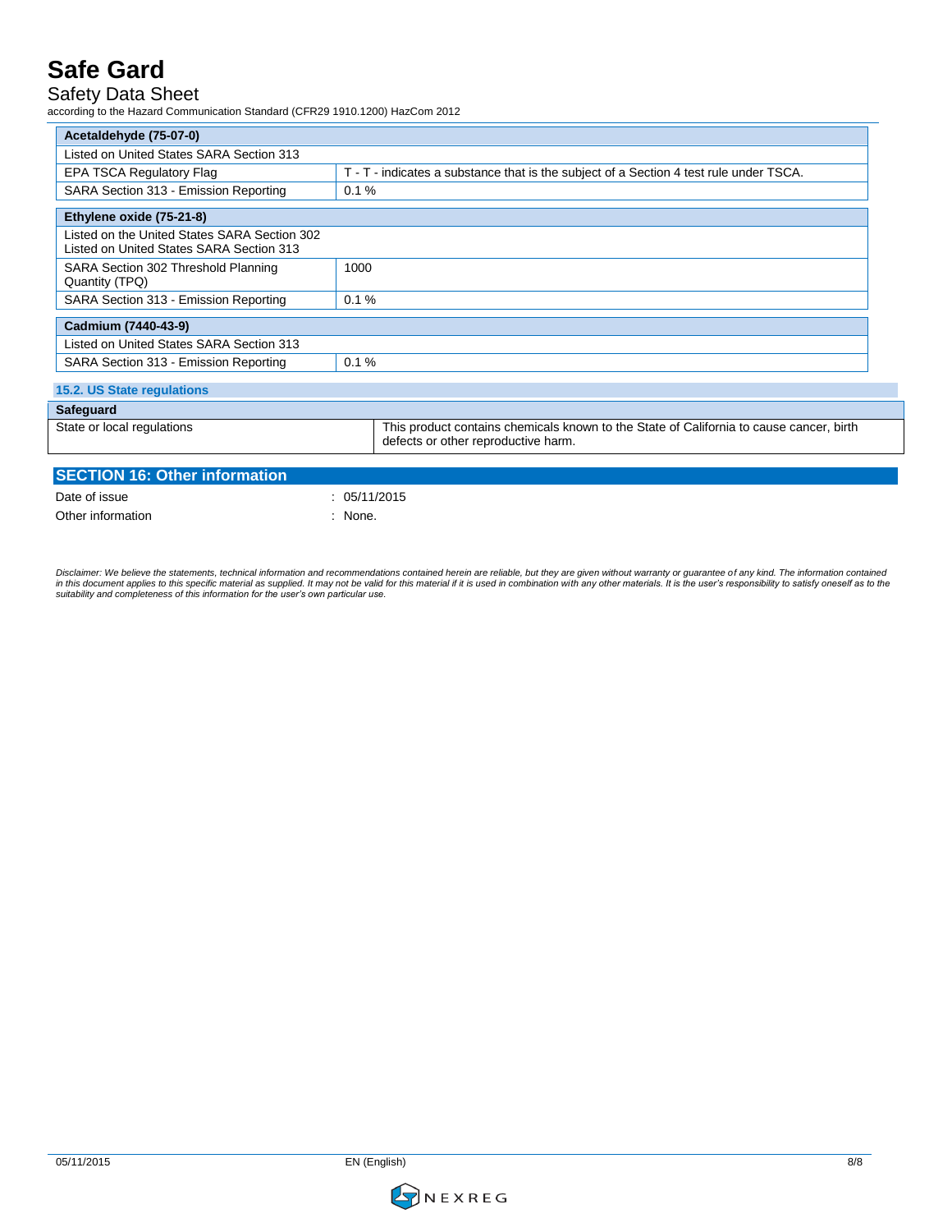| Acetaldehyde (75-07-0) | |
|---|---|
| Listed on United States SARA Section 313 | |
| EPA TSCA Regulatory Flag | T - T - indicates a substance that is the subject of a Section 4 test rule under TSCA. |
| SARA Section 313 - Emission Reporting | 0.1 % |

| Ethylene oxide (75-21-8) | |
|---|---|
| Listed on the United States SARA Section 302<br>Listed on United States SARA Section 313 | |
| SARA Section 302 Threshold Planning Quantity (TPQ) | 1000 |
| SARA Section 313 - Emission Reporting | 0.1 % |

| Cadmium (7440-43-9) | |
|---|---|
| Listed on United States SARA Section 313 | |
| SARA Section 313 - Emission Reporting | 0.1 % |

### 15.2. US State regulations

| Safeguard | |
|---|---|
| State or local regulations | This product contains chemicals known to the State of California to cause cancer, birth defects or other reproductive harm. |

## SECTION 16: Other information

Date of issue : 05/11/2015

Other information : None.

*Disclaimer: We believe the statements, technical information and recommendations contained herein are reliable, but they are given without warranty or guarantee of any kind. The information contained in this document applies to this specific material as supplied. It may not be valid for this material if it is used in combination with any other materials. It is the user's responsibility to satisfy oneself as to the suitability and completeness of this information for the user's own particular use.*